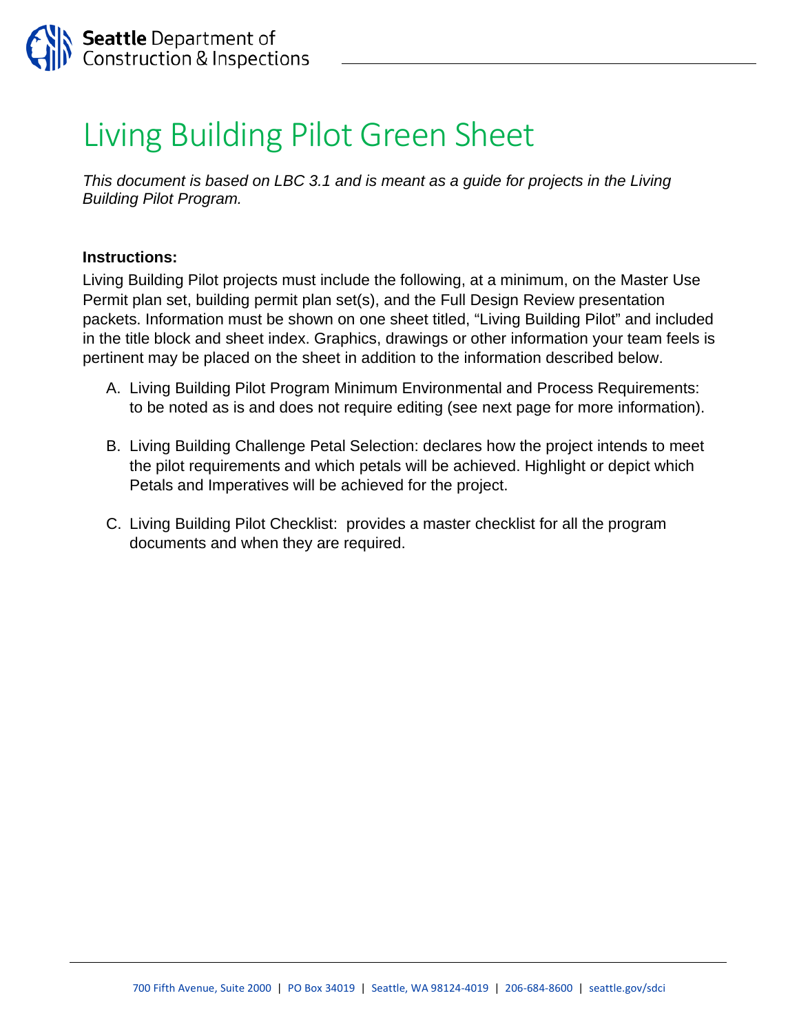Seattle Department of Construction & Inspections

# Living Building Pilot Green Sheet

*This document is based on LBC 3.1 and is meant as a guide for projects in the Living Building Pilot Program.*

**Instructions:**

Living Building Pilot projects must include the following, at a minimum, on the Master Use Permit plan set, building permit plan set(s), and the Full Design Review presentation packets. Information must be shown on one sheet titled, “Living Building Pilot” and included in the title block and sheet index. Graphics, drawings or other information your team feels is pertinent may be placed on the sheet in addition to the information described below.

A. Living Building Pilot Program Minimum Environmental and Process Requirements: to be noted as is and does not require editing (see next page for more information).

B. Living Building Challenge Petal Selection: declares how the project intends to meet the pilot requirements and which petals will be achieved. Highlight or depict which Petals and Imperatives will be achieved for the project.

C. Living Building Pilot Checklist: provides a master checklist for all the program documents and when they are required.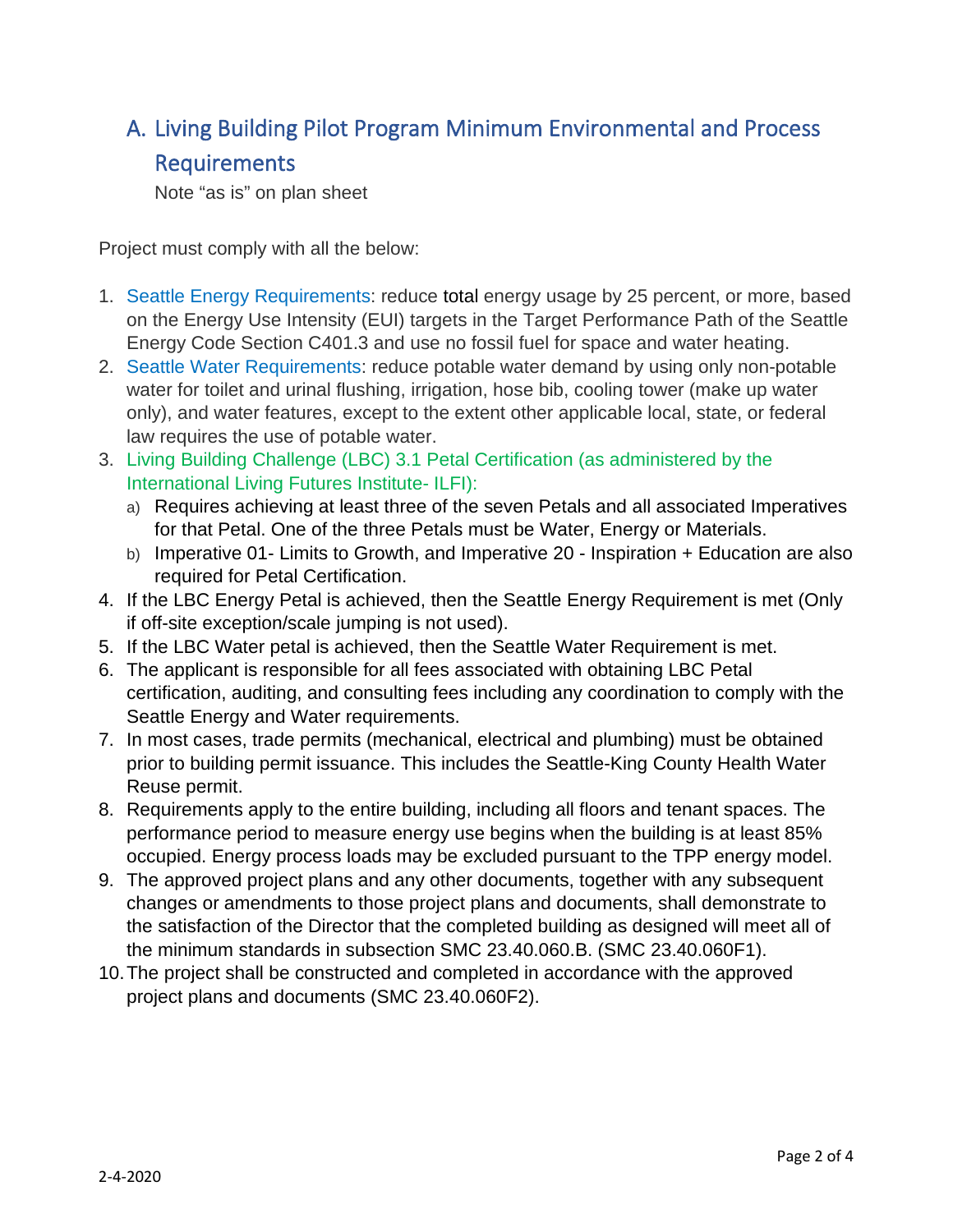## A. Living Building Pilot Program Minimum Environmental and Process Requirements

Note “as is” on plan sheet

Project must comply with all the below:

1. Seattle Energy Requirements: reduce total energy usage by 25 percent, or more, based on the Energy Use Intensity (EUI) targets in the Target Performance Path of the Seattle Energy Code Section C401.3 and use no fossil fuel for space and water heating.
2. Seattle Water Requirements: reduce potable water demand by using only non-potable water for toilet and urinal flushing, irrigation, hose bib, cooling tower (make up water only), and water features, except to the extent other applicable local, state, or federal law requires the use of potable water.
3. Living Building Challenge (LBC) 3.1 Petal Certification (as administered by the International Living Futures Institute- ILFI):
   a) Requires achieving at least three of the seven Petals and all associated Imperatives for that Petal. One of the three Petals must be Water, Energy or Materials.
   b) Imperative 01- Limits to Growth, and Imperative 20 - Inspiration + Education are also required for Petal Certification.
4. If the LBC Energy Petal is achieved, then the Seattle Energy Requirement is met (Only if off-site exception/scale jumping is not used).
5. If the LBC Water petal is achieved, then the Seattle Water Requirement is met.
6. The applicant is responsible for all fees associated with obtaining LBC Petal certification, auditing, and consulting fees including any coordination to comply with the Seattle Energy and Water requirements.
7. In most cases, trade permits (mechanical, electrical and plumbing) must be obtained prior to building permit issuance. This includes the Seattle-King County Health Water Reuse permit.
8. Requirements apply to the entire building, including all floors and tenant spaces. The performance period to measure energy use begins when the building is at least 85% occupied. Energy process loads may be excluded pursuant to the TPP energy model.
9. The approved project plans and any other documents, together with any subsequent changes or amendments to those project plans and documents, shall demonstrate to the satisfaction of the Director that the completed building as designed will meet all of the minimum standards in subsection SMC 23.40.060.B. (SMC 23.40.060F1).
10. The project shall be constructed and completed in accordance with the approved project plans and documents (SMC 23.40.060F2).

2-4-2020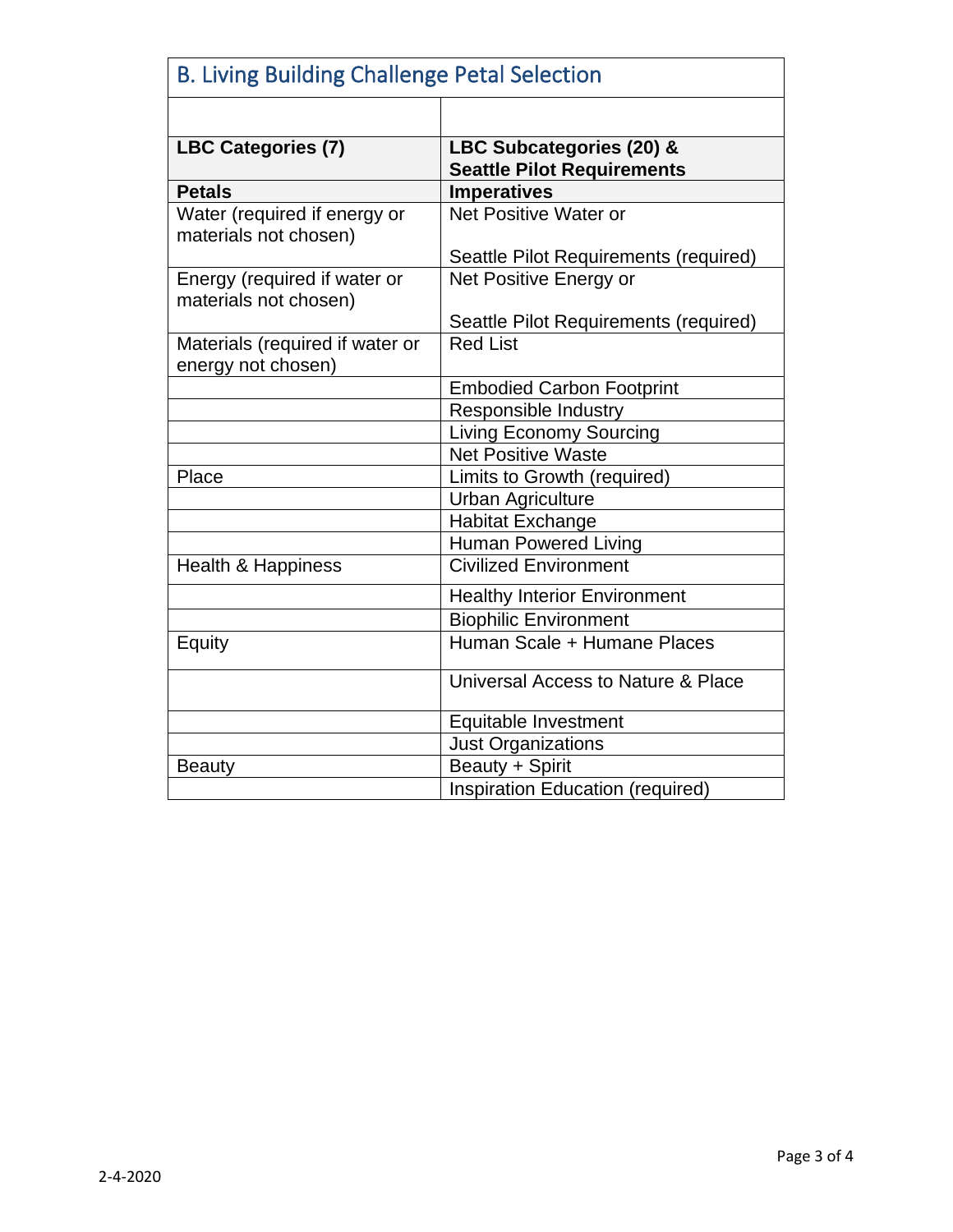## B. Living Building Challenge Petal Selection

| | |
|---|---|
| **LBC Categories (7)** | **LBC Subcategories (20) & Seattle Pilot Requirements** |
| **Petals** | **Imperatives** |
| Water (required if energy or materials not chosen) | Net Positive Water or<br><br>Seattle Pilot Requirements (required) |
| Energy (required if water or materials not chosen) | Net Positive Energy or<br><br>Seattle Pilot Requirements (required) |
| Materials (required if water or energy not chosen) | Red List |
| | Embodied Carbon Footprint |
| | Responsible Industry |
| | Living Economy Sourcing |
| | Net Positive Waste |
| Place | Limits to Growth (required) |
| | Urban Agriculture |
| | Habitat Exchange |
| | Human Powered Living |
| Health & Happiness | Civilized Environment |
| | Healthy Interior Environment |
| | Biophilic Environment |
| Equity | Human Scale + Humane Places |
| | Universal Access to Nature & Place |
| | Equitable Investment |
| | Just Organizations |
| Beauty | Beauty + Spirit |
| | Inspiration Education (required) |

2-4-2020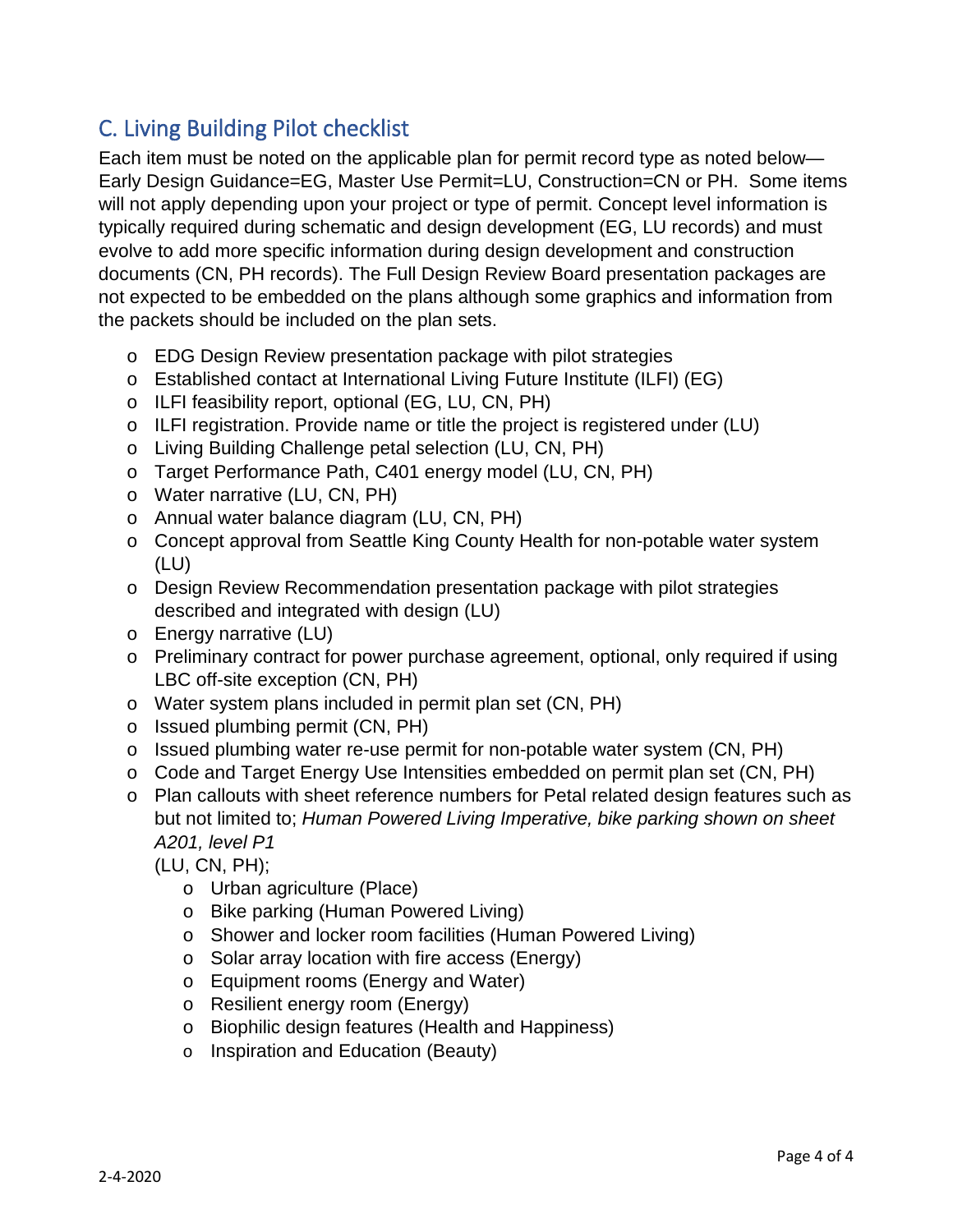## C. Living Building Pilot checklist

Each item must be noted on the applicable plan for permit record type as noted below—Early Design Guidance=EG, Master Use Permit=LU, Construction=CN or PH. Some items will not apply depending upon your project or type of permit. Concept level information is typically required during schematic and design development (EG, LU records) and must evolve to add more specific information during design development and construction documents (CN, PH records). The Full Design Review Board presentation packages are not expected to be embedded on the plans although some graphics and information from the packets should be included on the plan sets.

- EDG Design Review presentation package with pilot strategies
- Established contact at International Living Future Institute (ILFI) (EG)
- ILFI feasibility report, optional (EG, LU, CN, PH)
- ILFI registration. Provide name or title the project is registered under (LU)
- Living Building Challenge petal selection (LU, CN, PH)
- Target Performance Path, C401 energy model (LU, CN, PH)
- Water narrative (LU, CN, PH)
- Annual water balance diagram (LU, CN, PH)
- Concept approval from Seattle King County Health for non-potable water system (LU)
- Design Review Recommendation presentation package with pilot strategies described and integrated with design (LU)
- Energy narrative (LU)
- Preliminary contract for power purchase agreement, optional, only required if using LBC off-site exception (CN, PH)
- Water system plans included in permit plan set (CN, PH)
- Issued plumbing permit (CN, PH)
- Issued plumbing water re-use permit for non-potable water system (CN, PH)
- Code and Target Energy Use Intensities embedded on permit plan set (CN, PH)
- Plan callouts with sheet reference numbers for Petal related design features such as but not limited to; *Human Powered Living Imperative, bike parking shown on sheet A201, level P1*
  (LU, CN, PH);
  - Urban agriculture (Place)
  - Bike parking (Human Powered Living)
  - Shower and locker room facilities (Human Powered Living)
  - Solar array location with fire access (Energy)
  - Equipment rooms (Energy and Water)
  - Resilient energy room (Energy)
  - Biophilic design features (Health and Happiness)
  - Inspiration and Education (Beauty)

2-4-2020